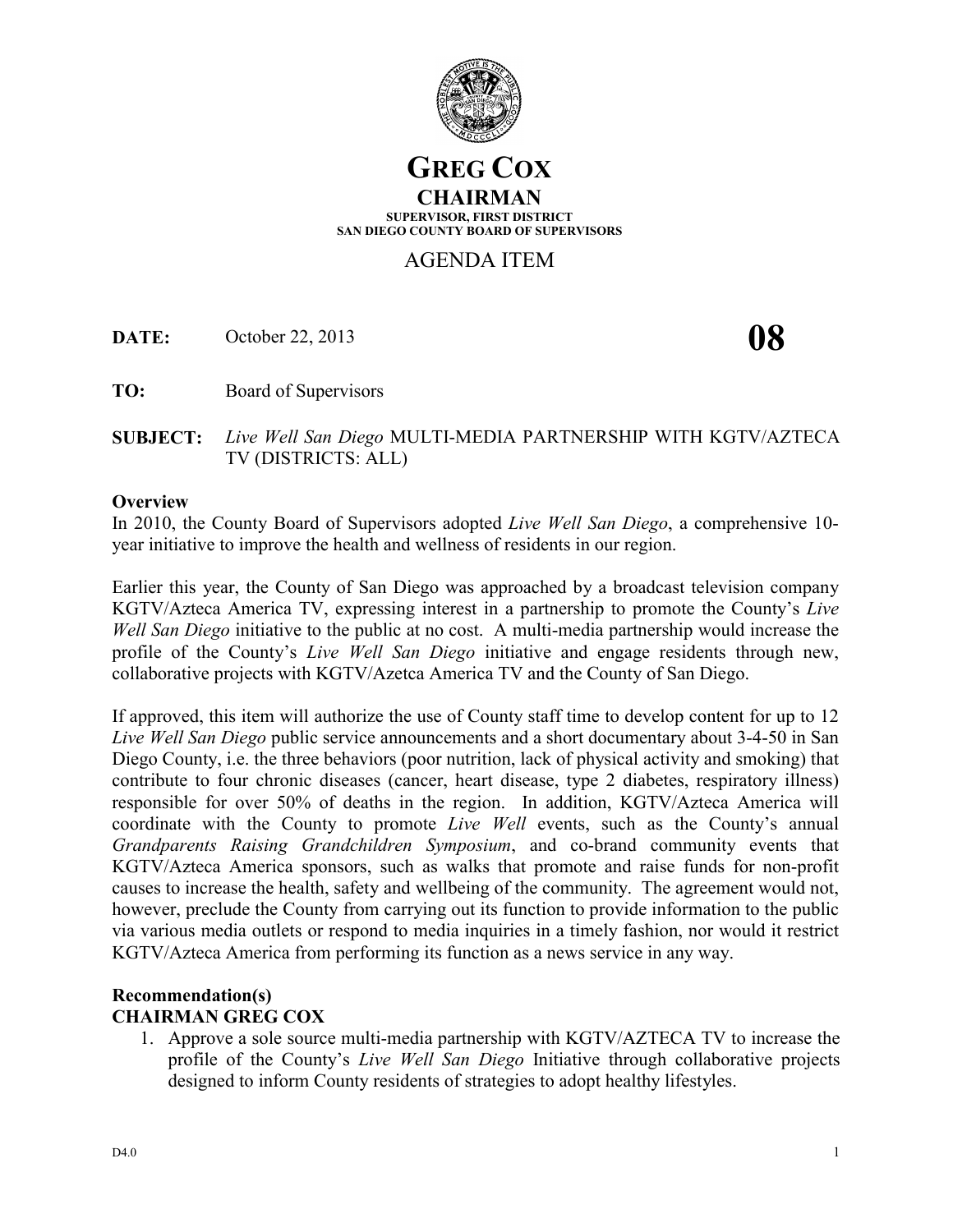# GREG COX

## CHAIRMAN

**SUPERVISOR, FIRST DISTRICT**
**SAN DIEGO COUNTY BOARD OF SUPERVISORS**

AGENDA ITEM

**DATE:** October 22, 2013 **08**

**TO:** Board of Supervisors

**SUBJECT:** *Live Well San Diego* MULTI-MEDIA PARTNERSHIP WITH KGTV/AZTECA TV (DISTRICTS: ALL)

**Overview**

In 2010, the County Board of Supervisors adopted *Live Well San Diego*, a comprehensive 10-year initiative to improve the health and wellness of residents in our region.

Earlier this year, the County of San Diego was approached by a broadcast television company KGTV/Azteca America TV, expressing interest in a partnership to promote the County's *Live Well San Diego* initiative to the public at no cost. A multi-media partnership would increase the profile of the County's *Live Well San Diego* initiative and engage residents through new, collaborative projects with KGTV/Azetca America TV and the County of San Diego.

If approved, this item will authorize the use of County staff time to develop content for up to 12 *Live Well San Diego* public service announcements and a short documentary about 3-4-50 in San Diego County, i.e. the three behaviors (poor nutrition, lack of physical activity and smoking) that contribute to four chronic diseases (cancer, heart disease, type 2 diabetes, respiratory illness) responsible for over 50% of deaths in the region. In addition, KGTV/Azteca America will coordinate with the County to promote *Live Well* events, such as the County's annual *Grandparents Raising Grandchildren Symposium*, and co-brand community events that KGTV/Azteca America sponsors, such as walks that promote and raise funds for non-profit causes to increase the health, safety and wellbeing of the community. The agreement would not, however, preclude the County from carrying out its function to provide information to the public via various media outlets or respond to media inquiries in a timely fashion, nor would it restrict KGTV/Azteca America from performing its function as a news service in any way.

**Recommendation(s)**

**CHAIRMAN GREG COX**

1. Approve a sole source multi-media partnership with KGTV/AZTECA TV to increase the profile of the County's *Live Well San Diego* Initiative through collaborative projects designed to inform County residents of strategies to adopt healthy lifestyles.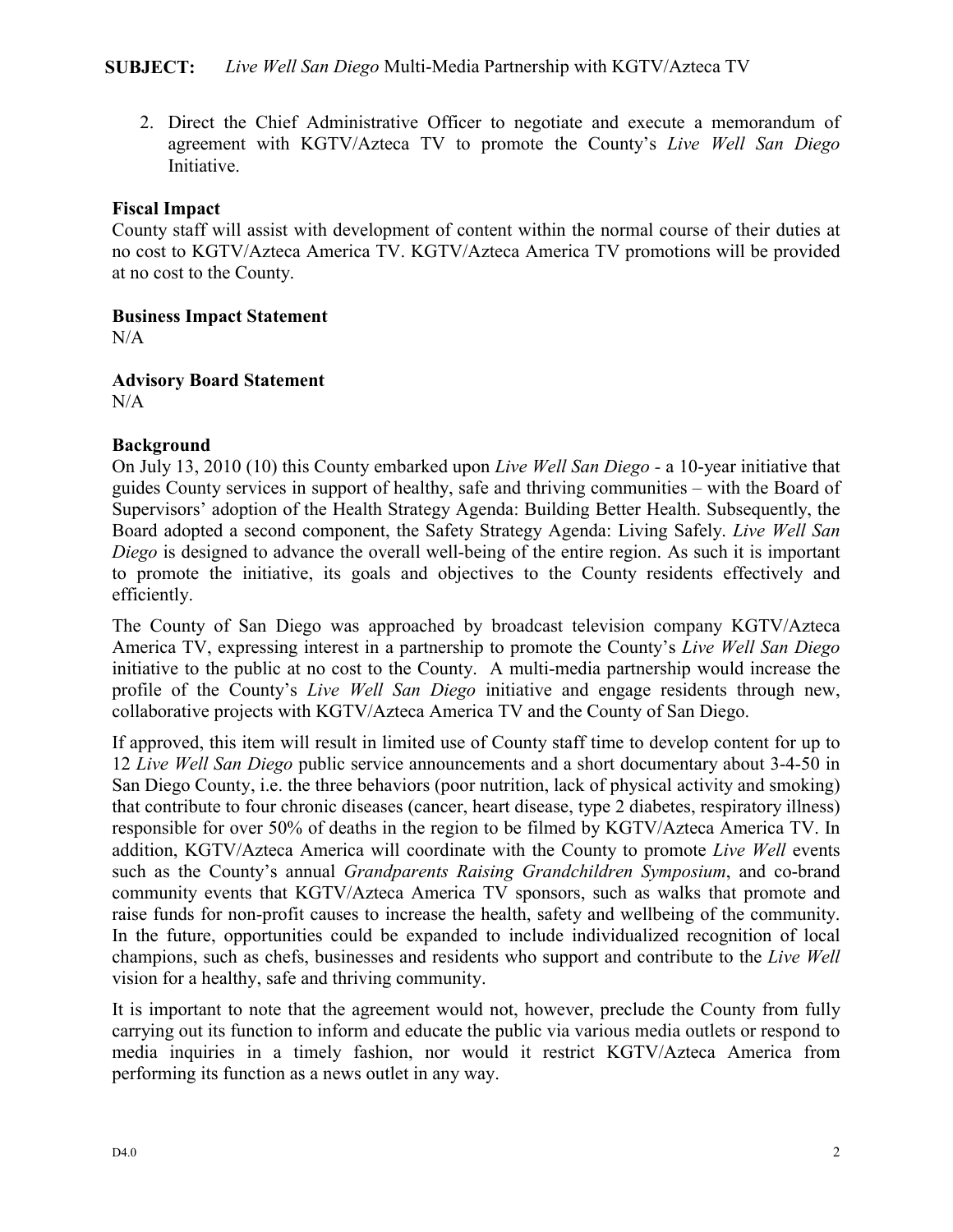**SUBJECT:** *Live Well San Diego* Multi-Media Partnership with KGTV/Azteca TV

2. Direct the Chief Administrative Officer to negotiate and execute a memorandum of agreement with KGTV/Azteca TV to promote the County's *Live Well San Diego* Initiative.

**Fiscal Impact**

County staff will assist with development of content within the normal course of their duties at no cost to KGTV/Azteca America TV. KGTV/Azteca America TV promotions will be provided at no cost to the County.

**Business Impact Statement**

N/A

**Advisory Board Statement**

N/A

**Background**

On July 13, 2010 (10) this County embarked upon *Live Well San Diego* - a 10-year initiative that guides County services in support of healthy, safe and thriving communities – with the Board of Supervisors' adoption of the Health Strategy Agenda: Building Better Health. Subsequently, the Board adopted a second component, the Safety Strategy Agenda: Living Safely. *Live Well San Diego* is designed to advance the overall well-being of the entire region. As such it is important to promote the initiative, its goals and objectives to the County residents effectively and efficiently.

The County of San Diego was approached by broadcast television company KGTV/Azteca America TV, expressing interest in a partnership to promote the County's *Live Well San Diego* initiative to the public at no cost to the County. A multi-media partnership would increase the profile of the County's *Live Well San Diego* initiative and engage residents through new, collaborative projects with KGTV/Azteca America TV and the County of San Diego.

If approved, this item will result in limited use of County staff time to develop content for up to 12 *Live Well San Diego* public service announcements and a short documentary about 3-4-50 in San Diego County, i.e. the three behaviors (poor nutrition, lack of physical activity and smoking) that contribute to four chronic diseases (cancer, heart disease, type 2 diabetes, respiratory illness) responsible for over 50% of deaths in the region to be filmed by KGTV/Azteca America TV. In addition, KGTV/Azteca America will coordinate with the County to promote *Live Well* events such as the County's annual *Grandparents Raising Grandchildren Symposium*, and co-brand community events that KGTV/Azteca America TV sponsors, such as walks that promote and raise funds for non-profit causes to increase the health, safety and wellbeing of the community. In the future, opportunities could be expanded to include individualized recognition of local champions, such as chefs, businesses and residents who support and contribute to the *Live Well* vision for a healthy, safe and thriving community.

It is important to note that the agreement would not, however, preclude the County from fully carrying out its function to inform and educate the public via various media outlets or respond to media inquiries in a timely fashion, nor would it restrict KGTV/Azteca America from performing its function as a news outlet in any way.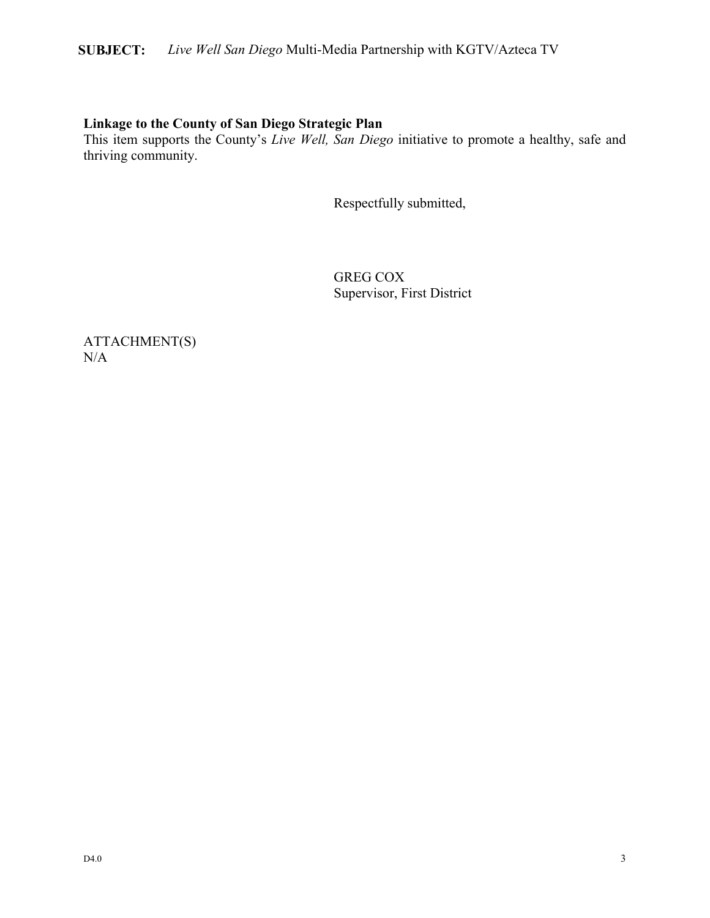**SUBJECT:** *Live Well San Diego* Multi-Media Partnership with KGTV/Azteca TV

**Linkage to the County of San Diego Strategic Plan**

This item supports the County's *Live Well, San Diego* initiative to promote a healthy, safe and thriving community.

Respectfully submitted,

GREG COX
Supervisor, First District

ATTACHMENT(S)
N/A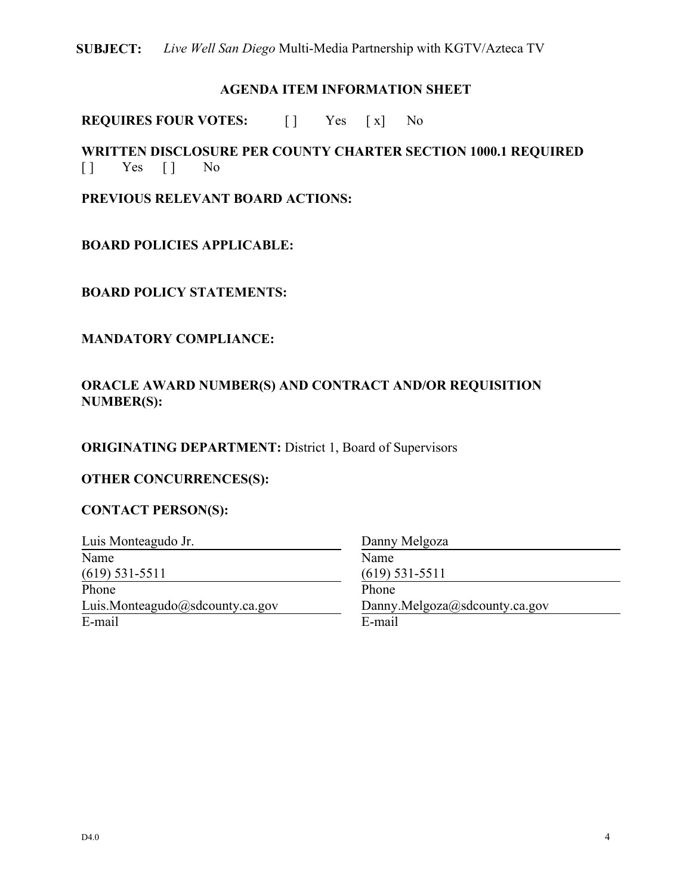**SUBJECT:** *Live Well San Diego* Multi-Media Partnership with KGTV/Azteca TV

**AGENDA ITEM INFORMATION SHEET**

**REQUIRES FOUR VOTES:** [ ] Yes [ x] No

**WRITTEN DISCLOSURE PER COUNTY CHARTER SECTION 1000.1 REQUIRED**
[ ] Yes [ ] No

**PREVIOUS RELEVANT BOARD ACTIONS:**

**BOARD POLICIES APPLICABLE:**

**BOARD POLICY STATEMENTS:**

**MANDATORY COMPLIANCE:**

**ORACLE AWARD NUMBER(S) AND CONTRACT AND/OR REQUISITION NUMBER(S):**

**ORIGINATING DEPARTMENT:** District 1, Board of Supervisors

**OTHER CONCURRENCES(S):**

**CONTACT PERSON(S):**

| | |
|---|---|
| Luis Monteagudo Jr. | Danny Melgoza |
| Name | Name |
| (619) 531-5511 | (619) 531-5511 |
| Phone | Phone |
| Luis.Monteagudo@sdcounty.ca.gov | Danny.Melgoza@sdcounty.ca.gov |
| E-mail | E-mail |

D4.0